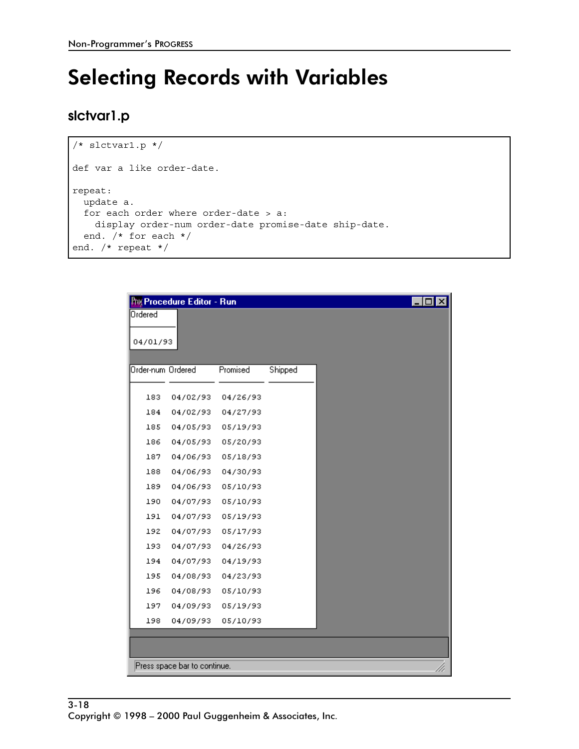# Selecting Records with Variables

## slctvar1.p

```
/* slctvar1.p */

def var a like order-date.

repeat:
  update a.
  for each order where order-date > a:
    display order-num order-date promise-date ship-date.
  end. /* for each */
end. /* repeat */
```

Procedure Editor - Run

| Ordered |
|---|
| 04/01/93 |

| Order-num | Ordered | Promised | Shipped |
|---|---|---|---|
| 183 | 04/02/93 | 04/26/93 | |
| 184 | 04/02/93 | 04/27/93 | |
| 185 | 04/05/93 | 05/19/93 | |
| 186 | 04/05/93 | 05/20/93 | |
| 187 | 04/06/93 | 05/18/93 | |
| 188 | 04/06/93 | 04/30/93 | |
| 189 | 04/06/93 | 05/10/93 | |
| 190 | 04/07/93 | 05/10/93 | |
| 191 | 04/07/93 | 05/19/93 | |
| 192 | 04/07/93 | 05/17/93 | |
| 193 | 04/07/93 | 04/26/93 | |
| 194 | 04/07/93 | 04/19/93 | |
| 195 | 04/08/93 | 04/23/93 | |
| 196 | 04/08/93 | 05/10/93 | |
| 197 | 04/09/93 | 05/19/93 | |
| 198 | 04/09/93 | 05/10/93 | |

Press space bar to continue.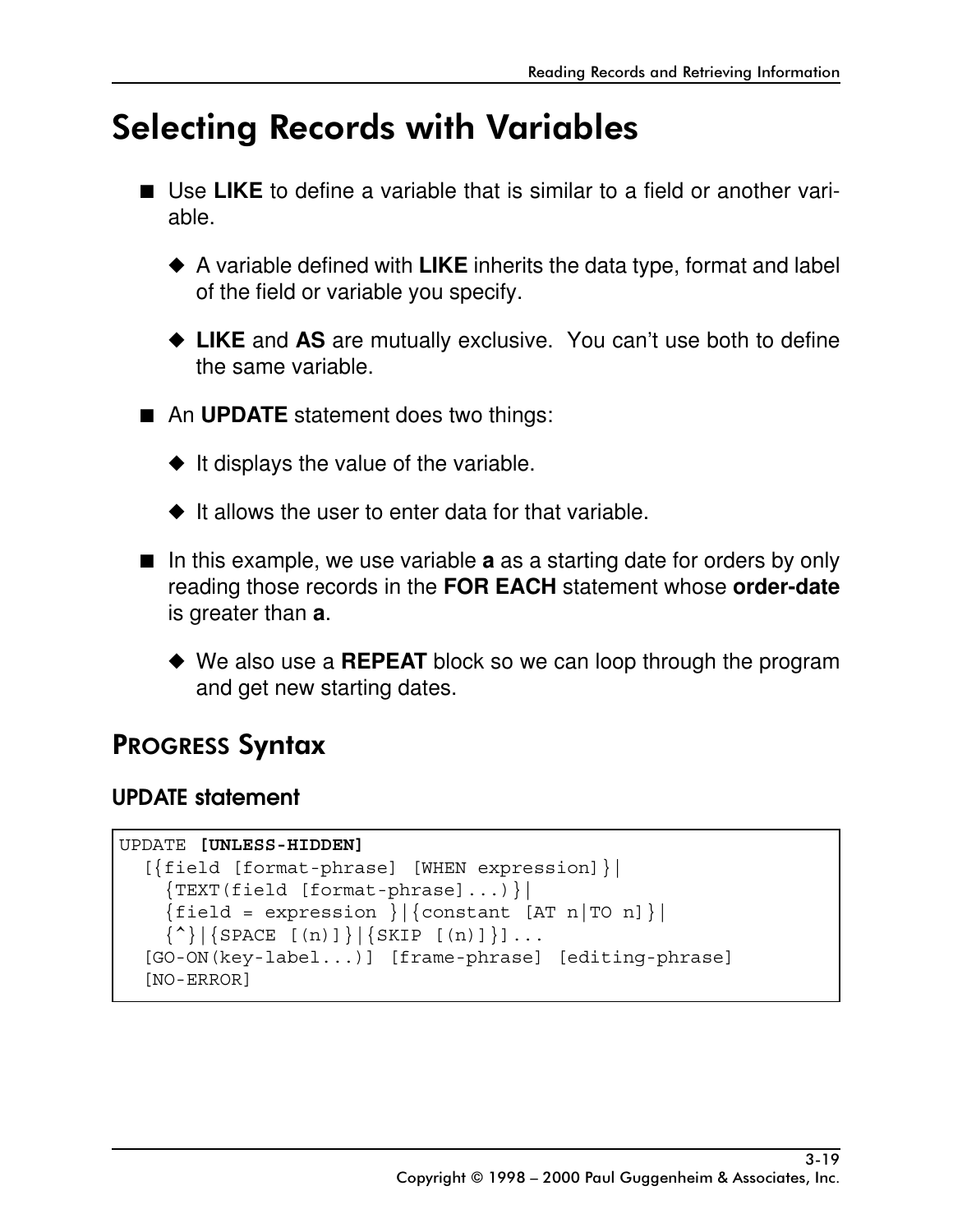# Selecting Records with Variables

- Use **LIKE** to define a variable that is similar to a field or another variable.
  - A variable defined with **LIKE** inherits the data type, format and label of the field or variable you specify.
  - **LIKE** and **AS** are mutually exclusive. You can't use both to define the same variable.
- An **UPDATE** statement does two things:
  - It displays the value of the variable.
  - It allows the user to enter data for that variable.
- In this example, we use variable **a** as a starting date for orders by only reading those records in the **FOR EACH** statement whose **order-date** is greater than **a**.
  - We also use a **REPEAT** block so we can loop through the program and get new starting dates.

## PROGRESS Syntax

### UPDATE statement

```
UPDATE [UNLESS-HIDDEN]
  [{field [format-phrase] [WHEN expression]}|
    {TEXT(field [format-phrase]...)}|
    {field = expression }|{constant [AT n|TO n]}|
    {^}|{SPACE [(n)]}|{SKIP [(n)]}]...
  [GO-ON(key-label...)] [frame-phrase] [editing-phrase]
  [NO-ERROR]
```